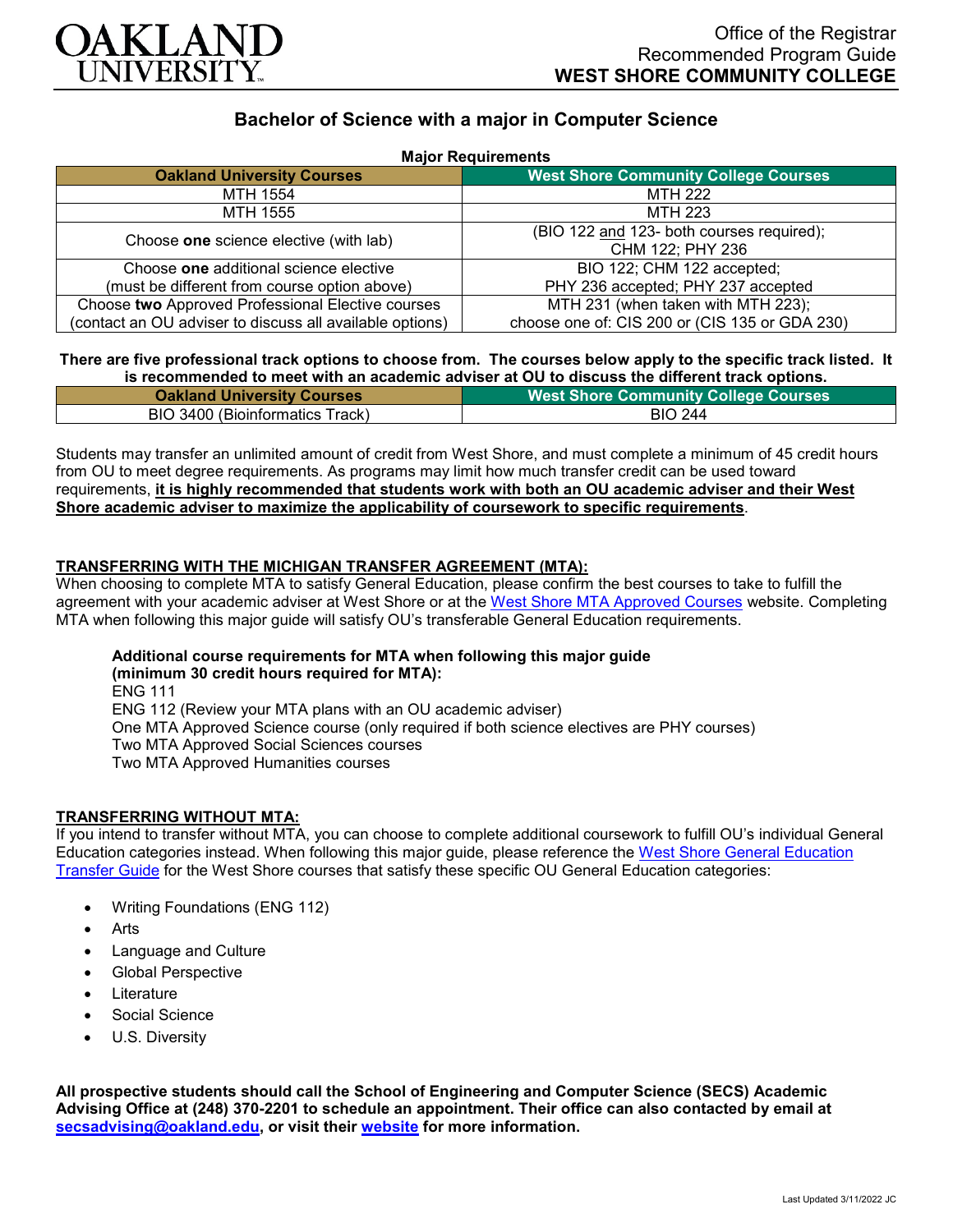Office of the Registrar
Recommended Program Guide
**WEST SHORE COMMUNITY COLLEGE**

# Bachelor of Science with a major in Computer Science

**Major Requirements**

| Oakland University Courses | West Shore Community College Courses |
|---|---|
| MTH 1554 | MTH 222 |
| MTH 1555 | MTH 223 |
| Choose **one** science elective (with lab) | (BIO 122 and 123- both courses required); CHM 122; PHY 236 |
| Choose **one** additional science elective (must be different from course option above) | BIO 122; CHM 122 accepted; PHY 236 accepted; PHY 237 accepted |
| Choose **two** Approved Professional Elective courses (contact an OU adviser to discuss all available options) | MTH 231 (when taken with MTH 223); choose one of: CIS 200 or (CIS 135 or GDA 230) |

**There are five professional track options to choose from. The courses below apply to the specific track listed. It is recommended to meet with an academic adviser at OU to discuss the different track options.**

| Oakland University Courses | West Shore Community College Courses |
|---|---|
| BIO 3400 (Bioinformatics Track) | BIO 244 |

Students may transfer an unlimited amount of credit from West Shore, and must complete a minimum of 45 credit hours from OU to meet degree requirements. As programs may limit how much transfer credit can be used toward requirements, **it is highly recommended that students work with both an OU academic adviser and their West Shore academic adviser to maximize the applicability of coursework to specific requirements**.

## TRANSFERRING WITH THE MICHIGAN TRANSFER AGREEMENT (MTA):

When choosing to complete MTA to satisfy General Education, please confirm the best courses to take to fulfill the agreement with your academic adviser at West Shore or at the West Shore MTA Approved Courses website. Completing MTA when following this major guide will satisfy OU's transferable General Education requirements.

**Additional course requirements for MTA when following this major guide (minimum 30 credit hours required for MTA):**

ENG 111
ENG 112 (Review your MTA plans with an OU academic adviser)
One MTA Approved Science course (only required if both science electives are PHY courses)
Two MTA Approved Social Sciences courses
Two MTA Approved Humanities courses

## TRANSFERRING WITHOUT MTA:

If you intend to transfer without MTA, you can choose to complete additional coursework to fulfill OU's individual General Education categories instead. When following this major guide, please reference the West Shore General Education Transfer Guide for the West Shore courses that satisfy these specific OU General Education categories:

- Writing Foundations (ENG 112)
- Arts
- Language and Culture
- Global Perspective
- Literature
- Social Science
- U.S. Diversity

**All prospective students should call the School of Engineering and Computer Science (SECS) Academic Advising Office at (248) 370-2201 to schedule an appointment. Their office can also contacted by email at secsadvising@oakland.edu, or visit their website for more information.**

Last Updated 3/11/2022 JC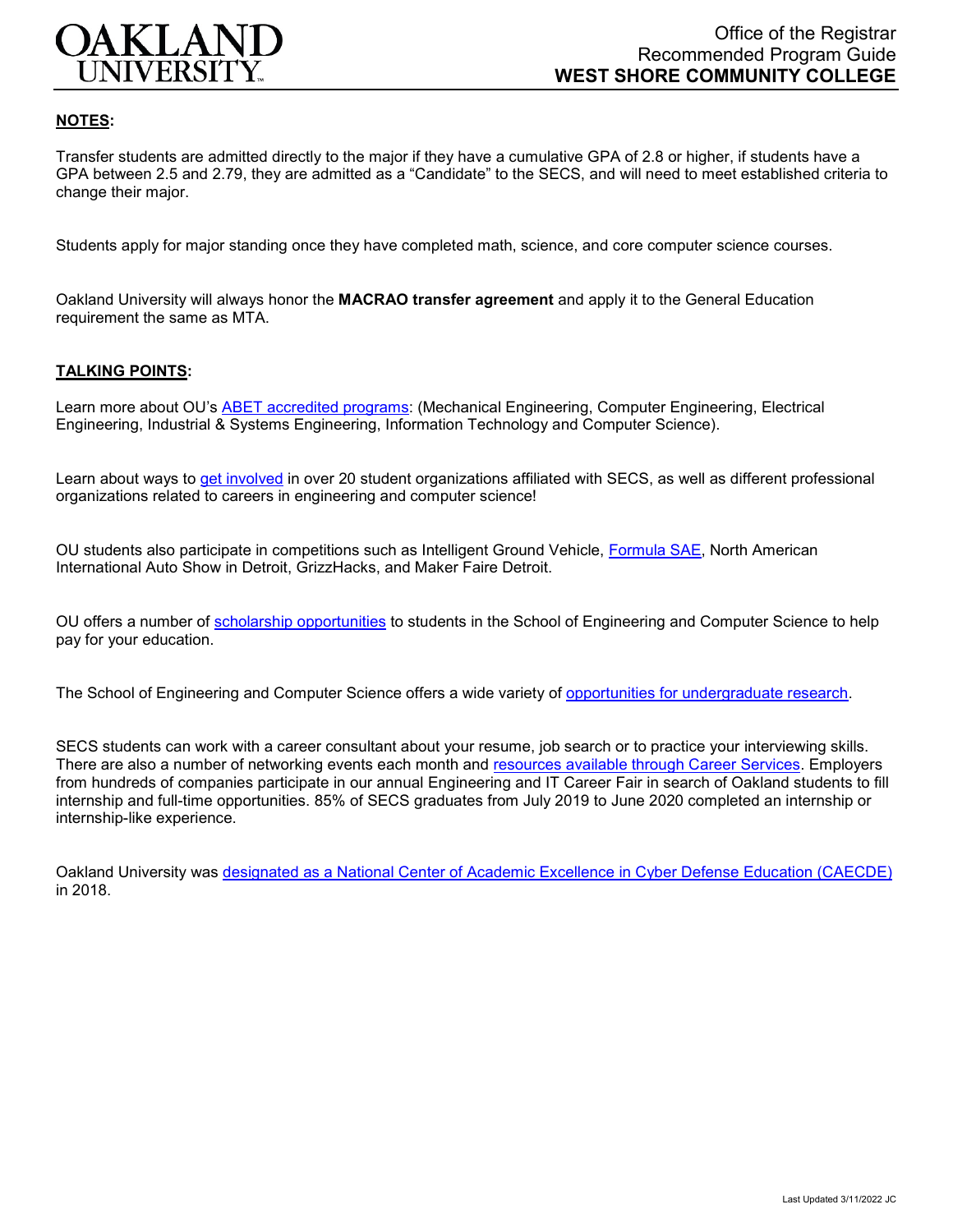**NOTES:**

Transfer students are admitted directly to the major if they have a cumulative GPA of 2.8 or higher, if students have a GPA between 2.5 and 2.79, they are admitted as a "Candidate" to the SECS, and will need to meet established criteria to change their major.

Students apply for major standing once they have completed math, science, and core computer science courses.

Oakland University will always honor the **MACRAO transfer agreement** and apply it to the General Education requirement the same as MTA.

**TALKING POINTS:**

Learn more about OU's ABET accredited programs: (Mechanical Engineering, Computer Engineering, Electrical Engineering, Industrial & Systems Engineering, Information Technology and Computer Science).

Learn about ways to get involved in over 20 student organizations affiliated with SECS, as well as different professional organizations related to careers in engineering and computer science!

OU students also participate in competitions such as Intelligent Ground Vehicle, Formula SAE, North American International Auto Show in Detroit, GrizzHacks, and Maker Faire Detroit.

OU offers a number of scholarship opportunities to students in the School of Engineering and Computer Science to help pay for your education.

The School of Engineering and Computer Science offers a wide variety of opportunities for undergraduate research.

SECS students can work with a career consultant about your resume, job search or to practice your interviewing skills. There are also a number of networking events each month and resources available through Career Services. Employers from hundreds of companies participate in our annual Engineering and IT Career Fair in search of Oakland students to fill internship and full-time opportunities. 85% of SECS graduates from July 2019 to June 2020 completed an internship or internship-like experience.

Oakland University was designated as a National Center of Academic Excellence in Cyber Defense Education (CAECDE) in 2018.

Last Updated 3/11/2022 JC